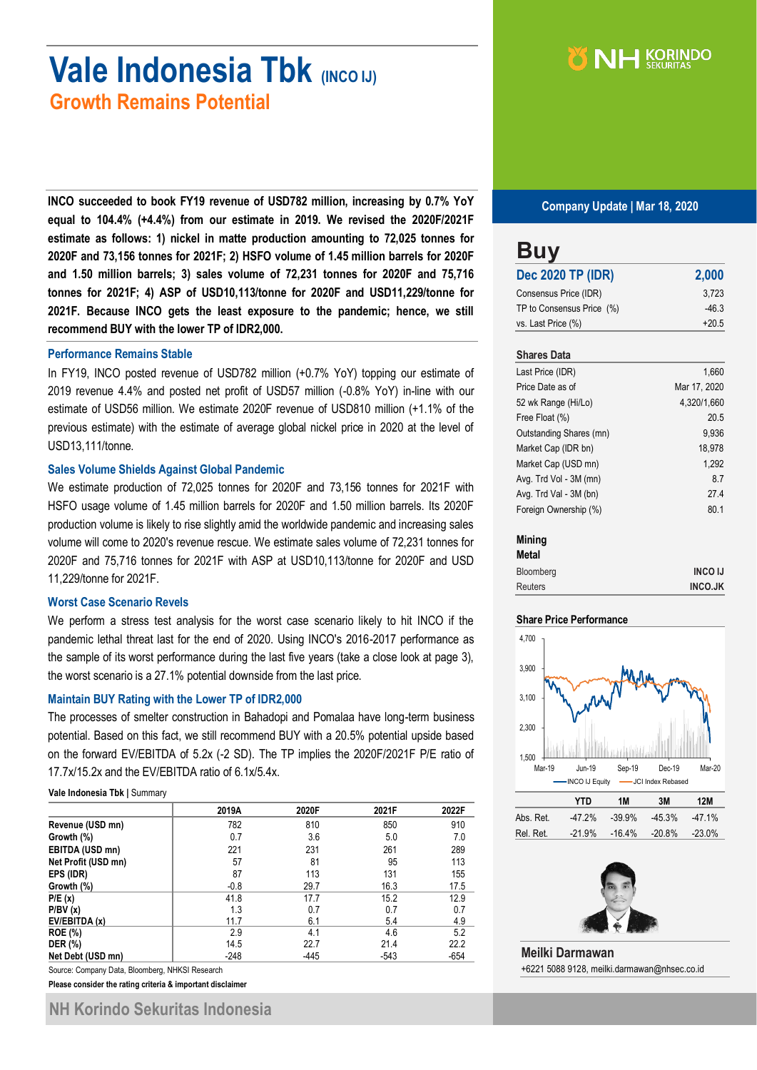# Vale Indonesia Tbk (INCO IJ)

## Growth Remains Potential

**Company Update | Mar 18, 2020**

**INCO succeeded to book FY19 revenue of USD782 million, increasing by 0.7% YoY equal to 104.4% (+4.4%) from our estimate in 2019. We revised the 2020F/2021F estimate as follows: 1) nickel in matte production amounting to 72,025 tonnes for 2020F and 73,156 tonnes for 2021F; 2) HSFO volume of 1.45 million barrels for 2020F and 1.50 million barrels; 3) sales volume of 72,231 tonnes for 2020F and 75,716 tonnes for 2021F; 4) ASP of USD10,113/tonne for 2020F and USD11,229/tonne for 2021F. Because INCO gets the least exposure to the pandemic; hence, we still recommend BUY with the lower TP of IDR2,000.**

### Performance Remains Stable

In FY19, INCO posted revenue of USD782 million (+0.7% YoY) topping our estimate of 2019 revenue 4.4% and posted net profit of USD57 million (-0.8% YoY) in-line with our estimate of USD56 million. We estimate 2020F revenue of USD810 million (+1.1% of the previous estimate) with the estimate of average global nickel price in 2020 at the level of USD13,111/tonne.

### Sales Volume Shields Against Global Pandemic

We estimate production of 72,025 tonnes for 2020F and 73,156 tonnes for 2021F with HSFO usage volume of 1.45 million barrels for 2020F and 1.50 million barrels. Its 2020F production volume is likely to rise slightly amid the worldwide pandemic and increasing sales volume will come to 2020's revenue rescue. We estimate sales volume of 72,231 tonnes for 2020F and 75,716 tonnes for 2021F with ASP at USD10,113/tonne for 2020F and USD 11,229/tonne for 2021F.

### Worst Case Scenario Revels

We perform a stress test analysis for the worst case scenario likely to hit INCO if the pandemic lethal threat last for the end of 2020. Using INCO's 2016-2017 performance as the sample of its worst performance during the last five years (take a close look at page 3), the worst scenario is a 27.1% potential downside from the last price.

### Maintain BUY Rating with the Lower TP of IDR2,000

The processes of smelter construction in Bahadopi and Pomalaa have long-term business potential. Based on this fact, we still recommend BUY with a 20.5% potential upside based on the forward EV/EBITDA of 5.2x (-2 SD). The TP implies the 2020F/2021F P/E ratio of 17.7x/15.2x and the EV/EBITDA ratio of 6.1x/5.4x.

**Vale Indonesia Tbk** | Summary

| | 2019A | 2020F | 2021F | 2022F |
|---|---|---|---|---|
| **Revenue (USD mn)** | 782 | 810 | 850 | 910 |
| **Growth (%)** | 0.7 | 3.6 | 5.0 | 7.0 |
| **EBITDA (USD mn)** | 221 | 231 | 261 | 289 |
| **Net Profit (USD mn)** | 57 | 81 | 95 | 113 |
| **EPS (IDR)** | 87 | 113 | 131 | 155 |
| **Growth (%)** | -0.8 | 29.7 | 16.3 | 17.5 |
| **P/E (x)** | 41.8 | 17.7 | 15.2 | 12.9 |
| **P/BV (x)** | 1.3 | 0.7 | 0.7 | 0.7 |
| **EV/EBITDA (x)** | 11.7 | 6.1 | 5.4 | 4.9 |
| **ROE (%)** | 2.9 | 4.1 | 4.6 | 5.2 |
| **DER (%)** | 14.5 | 22.7 | 21.4 | 22.2 |
| **Net Debt (USD mn)** | -248 | -445 | -543 | -654 |

Source: Company Data, Bloomberg, NHKSI Research

**Please consider the rating criteria & important disclaimer**

## Buy

| **Dec 2020 TP (IDR)** | **2,000** |
|---|---|
| Consensus Price (IDR) | 3,723 |
| TP to Consensus Price (%) | -46.3 |
| vs. Last Price (%) | +20.5 |

**Shares Data**

| | |
|---|---|
| Last Price (IDR) | 1,660 |
| Price Date as of | Mar 17, 2020 |
| 52 wk Range (Hi/Lo) | 4,320/1,660 |
| Free Float (%) | 20.5 |
| Outstanding Shares (mn) | 9,936 |
| Market Cap (IDR bn) | 18,978 |
| Market Cap (USD mn) | 1,292 |
| Avg. Trd Vol - 3M (mn) | 8.7 |
| Avg. Trd Val - 3M (bn) | 27.4 |
| Foreign Ownership (%) | 80.1 |

**Mining**
**Metal**

| | |
|---|---|
| Bloomberg | **INCO IJ** |
| Reuters | **INCO.JK** |

**Share Price Performance**

| | YTD | 1M | 3M | 12M |
|---|---|---|---|---|
| Abs. Ret. | -47.2% | -39.9% | -45.3% | -47.1% |
| Rel. Ret. | -21.9% | -16.4% | -20.8% | -23.0% |

**Meilki Darmawan**
+6221 5088 9128, meilki.darmawan@nhsec.co.id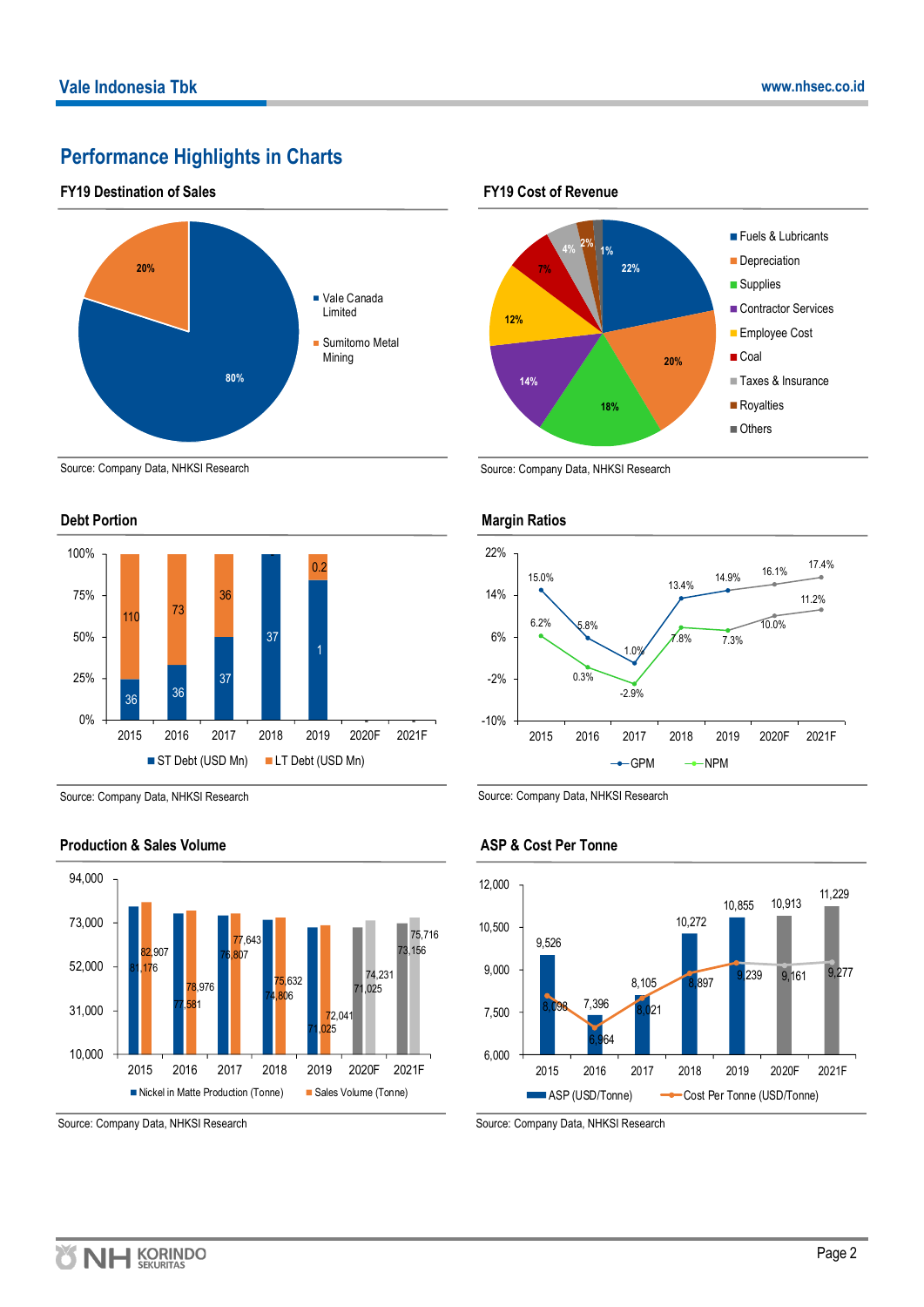## Performance Highlights in Charts

### FY19 Destination of Sales

| Destination | Share |
|---|---|
| Vale Canada Limited | 80% |
| Sumitomo Metal Mining | 20% |

Source: Company Data, NHKSI Research

### FY19 Cost of Revenue

| Component | Share |
|---|---|
| Fuels & Lubricants | 22% |
| Depreciation | 20% |
| Supplies | 18% |
| Contractor Services | 14% |
| Employee Cost | 12% |
| Coal | 7% |
| Taxes & Insurance | 4% |
| Royalties | 2% |
| Others | 1% |

Source: Company Data, NHKSI Research

### Debt Portion

| | 2015 | 2016 | 2017 | 2018 | 2019 | 2020F | 2021F |
|---|---|---|---|---|---|---|---|
| ST Debt (USD Mn) | 36 | 36 | 37 | 37 | 1 | | |
| LT Debt (USD Mn) | 110 | 73 | 36 | | 0.2 | | |

Source: Company Data, NHKSI Research

### Margin Ratios

| | 2015 | 2016 | 2017 | 2018 | 2019 | 2020F | 2021F |
|---|---|---|---|---|---|---|---|
| GPM | 15.0% | 5.8% | 1.0% | 13.4% | 14.9% | 16.1% | 17.4% |
| NPM | 6.2% | 0.3% | -2.9% | 7.8% | 7.3% | 10.0% | 11.2% |

Source: Company Data, NHKSI Research

### Production & Sales Volume

| | 2015 | 2016 | 2017 | 2018 | 2019 | 2020F | 2021F |
|---|---|---|---|---|---|---|---|
| Nickel in Matte Production (Tonne) | 81,176 | 77,581 | 76,807 | 74,806 | 71,025 | 71,025 | 73,156 |
| Sales Volume (Tonne) | 82,907 | 78,976 | 77,643 | 75,632 | 72,041 | 74,231 | 75,716 |

Source: Company Data, NHKSI Research

### ASP & Cost Per Tonne

| | 2015 | 2016 | 2017 | 2018 | 2019 | 2020F | 2021F |
|---|---|---|---|---|---|---|---|
| ASP (USD/Tonne) | 9,526 | 7,396 | 8,105 | 10,272 | 10,855 | 10,913 | 11,229 |
| Cost Per Tonne (USD/Tonne) | 8,098 | 6,964 | 8,021 | 8,897 | 9,239 | 9,161 | 9,277 |

Source: Company Data, NHKSI Research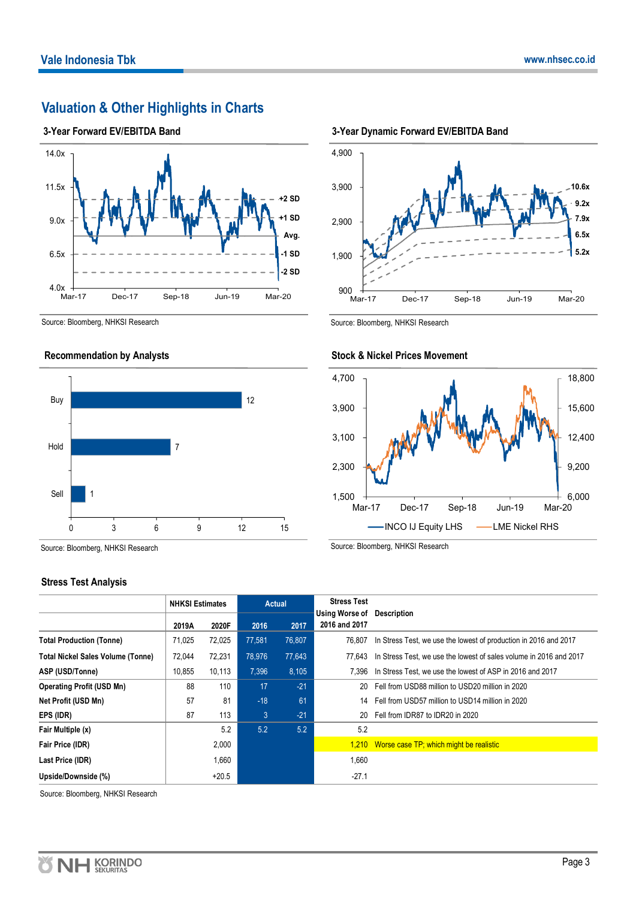## Valuation & Other Highlights in Charts

### 3-Year Forward EV/EBITDA Band

Source: Bloomberg, NHKSI Research

### 3-Year Dynamic Forward EV/EBITDA Band

Source: Bloomberg, NHKSI Research

### Recommendation by Analysts

| | |
|---|---|
| Buy | 12 |
| Hold | 7 |
| Sell | 1 |

Source: Bloomberg, NHKSI Research

### Stock & Nickel Prices Movement

Source: Bloomberg, NHKSI Research

### Stress Test Analysis

| | NHKSI Estimates | | Actual | | Stress Test Using Worse of 2016 and 2017 | Description |
|---|---|---|---|---|---|---|
| | 2019A | 2020F | 2016 | 2017 | | |
| **Total Production (Tonne)** | 71,025 | 72,025 | 77,581 | 76,807 | 76,807 | In Stress Test, we use the lowest of production in 2016 and 2017 |
| **Total Nickel Sales Volume (Tonne)** | 72,044 | 72,231 | 78,976 | 77,643 | 77,643 | In Stress Test, we use the lowest of sales volume in 2016 and 2017 |
| **ASP (USD/Tonne)** | 10,855 | 10,113 | 7,396 | 8,105 | 7,396 | In Stress Test, we use the lowest of ASP in 2016 and 2017 |
| **Operating Profit (USD Mn)** | 88 | 110 | 17 | -21 | 20 | Fell from USD88 million to USD20 million in 2020 |
| **Net Profit (USD Mn)** | 57 | 81 | -18 | 61 | 14 | Fell from USD57 million to USD14 million in 2020 |
| **EPS (IDR)** | 87 | 113 | 3 | -21 | 20 | Fell from IDR87 to IDR20 in 2020 |
| **Fair Multiple (x)** | | 5.2 | 5.2 | 5.2 | 5.2 | |
| **Fair Price (IDR)** | | 2,000 | | | 1,210 | Worse case TP; which might be realistic |
| **Last Price (IDR)** | | 1,660 | | | 1,660 | |
| **Upside/Downside (%)** | | +20.5 | | | -27.1 | |

Source: Bloomberg, NHKSI Research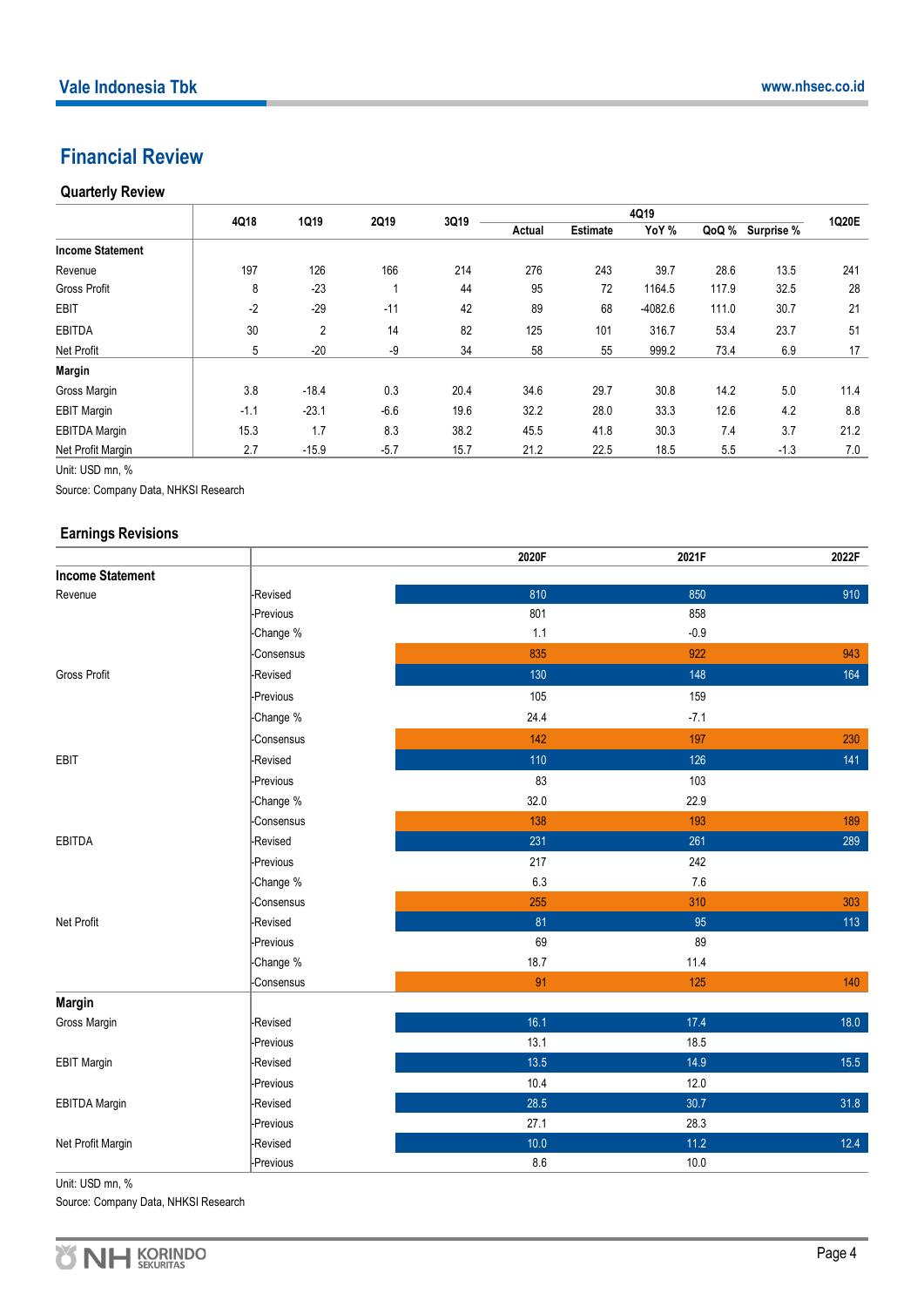## Financial Review

### Quarterly Review

| | 4Q18 | 1Q19 | 2Q19 | 3Q19 | 4Q19 | | | | | 1Q20E |
|---|---|---|---|---|---|---|---|---|---|---|
| | | | | | Actual | Estimate | YoY % | QoQ % | Surprise % | |
| **Income Statement** | | | | | | | | | | |
| Revenue | 197 | 126 | 166 | 214 | 276 | 243 | 39.7 | 28.6 | 13.5 | 241 |
| Gross Profit | 8 | -23 | 1 | 44 | 95 | 72 | 1164.5 | 117.9 | 32.5 | 28 |
| EBIT | -2 | -29 | -11 | 42 | 89 | 68 | -4082.6 | 111.0 | 30.7 | 21 |
| EBITDA | 30 | 2 | 14 | 82 | 125 | 101 | 316.7 | 53.4 | 23.7 | 51 |
| Net Profit | 5 | -20 | -9 | 34 | 58 | 55 | 999.2 | 73.4 | 6.9 | 17 |
| **Margin** | | | | | | | | | | |
| Gross Margin | 3.8 | -18.4 | 0.3 | 20.4 | 34.6 | 29.7 | 30.8 | 14.2 | 5.0 | 11.4 |
| EBIT Margin | -1.1 | -23.1 | -6.6 | 19.6 | 32.2 | 28.0 | 33.3 | 12.6 | 4.2 | 8.8 |
| EBITDA Margin | 15.3 | 1.7 | 8.3 | 38.2 | 45.5 | 41.8 | 30.3 | 7.4 | 3.7 | 21.2 |
| Net Profit Margin | 2.7 | -15.9 | -5.7 | 15.7 | 21.2 | 22.5 | 18.5 | 5.5 | -1.3 | 7.0 |

Unit: USD mn, %

Source: Company Data, NHKSI Research

### Earnings Revisions

| | | 2020F | 2021F | 2022F |
|---|---|---|---|---|
| **Income Statement** | | | | |
| Revenue | -Revised | 810 | 850 | 910 |
| | -Previous | 801 | 858 | |
| | -Change % | 1.1 | -0.9 | |
| | -Consensus | 835 | 922 | 943 |
| Gross Profit | -Revised | 130 | 148 | 164 |
| | -Previous | 105 | 159 | |
| | -Change % | 24.4 | -7.1 | |
| | -Consensus | 142 | 197 | 230 |
| EBIT | -Revised | 110 | 126 | 141 |
| | -Previous | 83 | 103 | |
| | -Change % | 32.0 | 22.9 | |
| | -Consensus | 138 | 193 | 189 |
| EBITDA | -Revised | 231 | 261 | 289 |
| | -Previous | 217 | 242 | |
| | -Change % | 6.3 | 7.6 | |
| | -Consensus | 255 | 310 | 303 |
| Net Profit | -Revised | 81 | 95 | 113 |
| | -Previous | 69 | 89 | |
| | -Change % | 18.7 | 11.4 | |
| | -Consensus | 91 | 125 | 140 |
| **Margin** | | | | |
| Gross Margin | -Revised | 16.1 | 17.4 | 18.0 |
| | -Previous | 13.1 | 18.5 | |
| EBIT Margin | -Revised | 13.5 | 14.9 | 15.5 |
| | -Previous | 10.4 | 12.0 | |
| EBITDA Margin | -Revised | 28.5 | 30.7 | 31.8 |
| | -Previous | 27.1 | 28.3 | |
| Net Profit Margin | -Revised | 10.0 | 11.2 | 12.4 |
| | -Previous | 8.6 | 10.0 | |

Unit: USD mn, %

Source: Company Data, NHKSI Research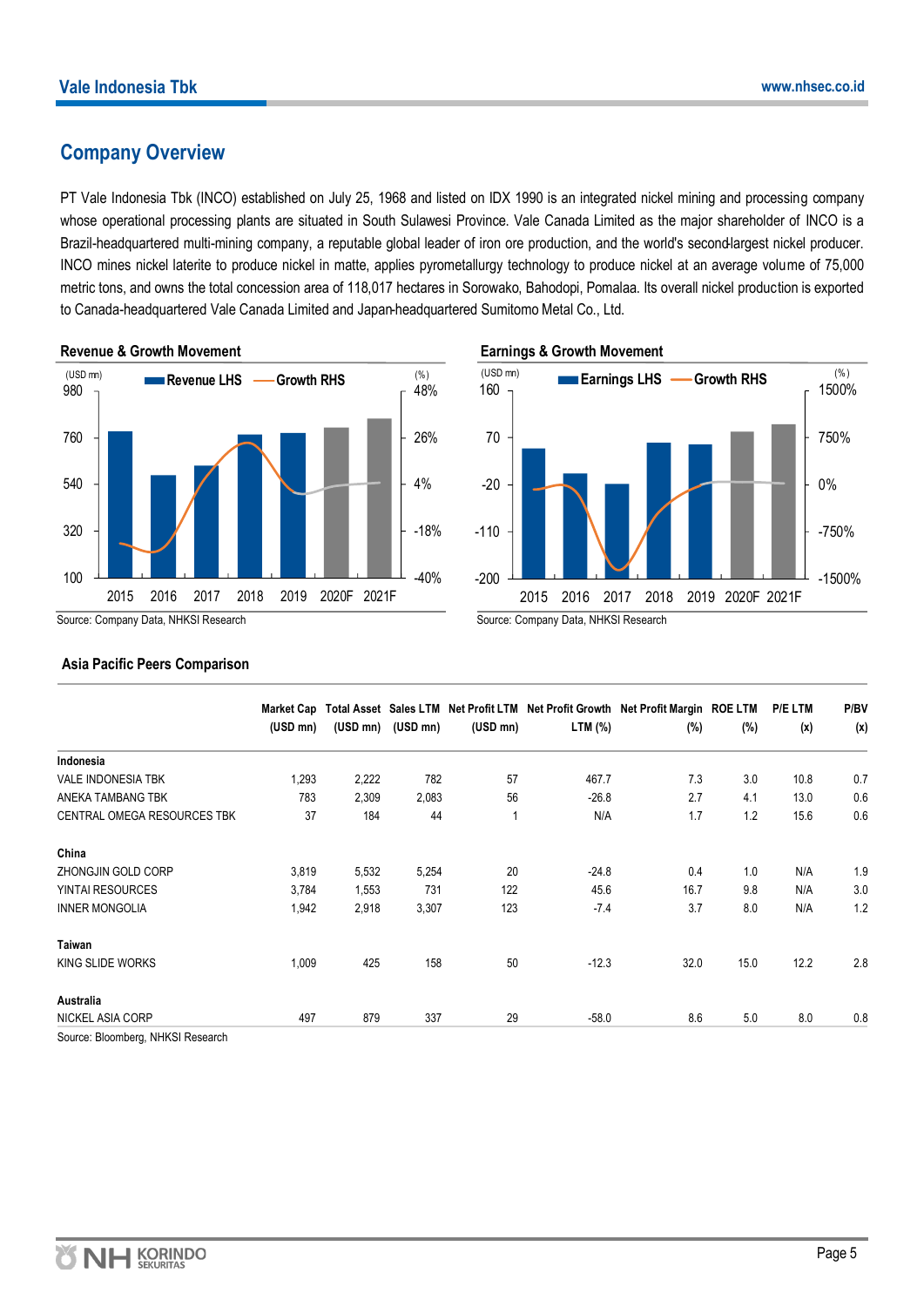## Company Overview

PT Vale Indonesia Tbk (INCO) established on July 25, 1968 and listed on IDX 1990 is an integrated nickel mining and processing company whose operational processing plants are situated in South Sulawesi Province. Vale Canada Limited as the major shareholder of INCO is a Brazil-headquartered multi-mining company, a reputable global leader of iron ore production, and the world's second-largest nickel producer. INCO mines nickel laterite to produce nickel in matte, applies pyrometallurgy technology to produce nickel at an average volume of 75,000 metric tons, and owns the total concession area of 118,017 hectares in Sorowako, Bahodopi, Pomalaa. Its overall nickel production is exported to Canada-headquartered Vale Canada Limited and Japan-headquartered Sumitomo Metal Co., Ltd.

**Revenue & Growth Movement**

Source: Company Data, NHKSI Research

**Earnings & Growth Movement**

Source: Company Data, NHKSI Research

**Asia Pacific Peers Comparison**

| | Market Cap (USD mn) | Total Asset (USD mn) | Sales LTM (USD mn) | Net Profit LTM (USD mn) | Net Profit Growth LTM (%) | Net Profit Margin (%) | ROE LTM (%) | P/E LTM (x) | P/BV (x) |
|---|---|---|---|---|---|---|---|---|---|
| **Indonesia** | | | | | | | | | |
| VALE INDONESIA TBK | 1,293 | 2,222 | 782 | 57 | 467.7 | 7.3 | 3.0 | 10.8 | 0.7 |
| ANEKA TAMBANG TBK | 783 | 2,309 | 2,083 | 56 | -26.8 | 2.7 | 4.1 | 13.0 | 0.6 |
| CENTRAL OMEGA RESOURCES TBK | 37 | 184 | 44 | 1 | N/A | 1.7 | 1.2 | 15.6 | 0.6 |
| **China** | | | | | | | | | |
| ZHONGJIN GOLD CORP | 3,819 | 5,532 | 5,254 | 20 | -24.8 | 0.4 | 1.0 | N/A | 1.9 |
| YINTAI RESOURCES | 3,784 | 1,553 | 731 | 122 | 45.6 | 16.7 | 9.8 | N/A | 3.0 |
| INNER MONGOLIA | 1,942 | 2,918 | 3,307 | 123 | -7.4 | 3.7 | 8.0 | N/A | 1.2 |
| **Taiwan** | | | | | | | | | |
| KING SLIDE WORKS | 1,009 | 425 | 158 | 50 | -12.3 | 32.0 | 15.0 | 12.2 | 2.8 |
| **Australia** | | | | | | | | | |
| NICKEL ASIA CORP | 497 | 879 | 337 | 29 | -58.0 | 8.6 | 5.0 | 8.0 | 0.8 |

Source: Bloomberg, NHKSI Research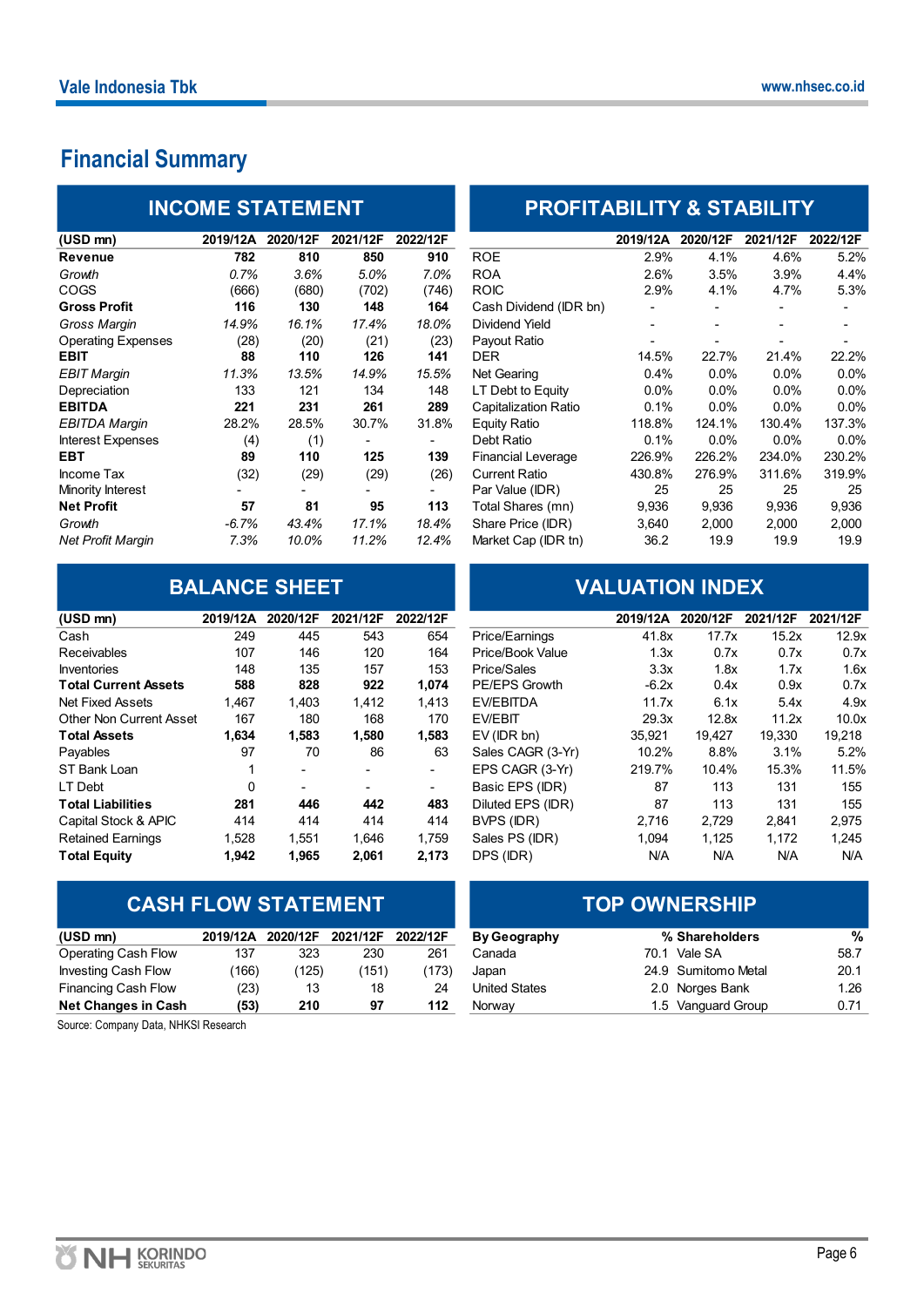## Financial Summary

### INCOME STATEMENT

| (USD mn) | 2019/12A | 2020/12F | 2021/12F | 2022/12F |
|---|---|---|---|---|
| **Revenue** | **782** | **810** | **850** | **910** |
| *Growth* | *0.7%* | *3.6%* | *5.0%* | *7.0%* |
| COGS | (666) | (680) | (702) | (746) |
| **Gross Profit** | **116** | **130** | **148** | **164** |
| *Gross Margin* | *14.9%* | *16.1%* | *17.4%* | *18.0%* |
| Operating Expenses | (28) | (20) | (21) | (23) |
| **EBIT** | **88** | **110** | **126** | **141** |
| *EBIT Margin* | *11.3%* | *13.5%* | *14.9%* | *15.5%* |
| Depreciation | 133 | 121 | 134 | 148 |
| **EBITDA** | **221** | **231** | **261** | **289** |
| *EBITDA Margin* | 28.2% | 28.5% | 30.7% | 31.8% |
| Interest Expenses | (4) | (1) | - | - |
| **EBT** | **89** | **110** | **125** | **139** |
| Income Tax | (32) | (29) | (29) | (26) |
| Minority Interest | - | - | - | - |
| **Net Profit** | **57** | **81** | **95** | **113** |
| *Growth* | *-6.7%* | *43.4%* | *17.1%* | *18.4%* |
| *Net Profit Margin* | *7.3%* | *10.0%* | *11.2%* | *12.4%* |

### PROFITABILITY & STABILITY

| | 2019/12A | 2020/12F | 2021/12F | 2022/12F |
|---|---|---|---|---|
| ROE | 2.9% | 4.1% | 4.6% | 5.2% |
| ROA | 2.6% | 3.5% | 3.9% | 4.4% |
| ROIC | 2.9% | 4.1% | 4.7% | 5.3% |
| Cash Dividend (IDR bn) | - | - | - | - |
| Dividend Yield | - | - | - | - |
| Payout Ratio | - | - | - | - |
| DER | 14.5% | 22.7% | 21.4% | 22.2% |
| Net Gearing | 0.4% | 0.0% | 0.0% | 0.0% |
| LT Debt to Equity | 0.0% | 0.0% | 0.0% | 0.0% |
| Capitalization Ratio | 0.1% | 0.0% | 0.0% | 0.0% |
| Equity Ratio | 118.8% | 124.1% | 130.4% | 137.3% |
| Debt Ratio | 0.1% | 0.0% | 0.0% | 0.0% |
| Financial Leverage | 226.9% | 226.2% | 234.0% | 230.2% |
| Current Ratio | 430.8% | 276.9% | 311.6% | 319.9% |
| Par Value (IDR) | 25 | 25 | 25 | 25 |
| Total Shares (mn) | 9,936 | 9,936 | 9,936 | 9,936 |
| Share Price (IDR) | 3,640 | 2,000 | 2,000 | 2,000 |
| Market Cap (IDR tn) | 36.2 | 19.9 | 19.9 | 19.9 |

### BALANCE SHEET

| (USD mn) | 2019/12A | 2020/12F | 2021/12F | 2022/12F |
|---|---|---|---|---|
| Cash | 249 | 445 | 543 | 654 |
| Receivables | 107 | 146 | 120 | 164 |
| Inventories | 148 | 135 | 157 | 153 |
| **Total Current Assets** | **588** | **828** | **922** | **1,074** |
| Net Fixed Assets | 1,467 | 1,403 | 1,412 | 1,413 |
| Other Non Current Asset | 167 | 180 | 168 | 170 |
| **Total Assets** | **1,634** | **1,583** | **1,580** | **1,583** |
| Payables | 97 | 70 | 86 | 63 |
| ST Bank Loan | 1 | - | - | - |
| LT Debt | 0 | - | - | - |
| **Total Liabilities** | **281** | **446** | **442** | **483** |
| Capital Stock & APIC | 414 | 414 | 414 | 414 |
| Retained Earnings | 1,528 | 1,551 | 1,646 | 1,759 |
| **Total Equity** | **1,942** | **1,965** | **2,061** | **2,173** |

### VALUATION INDEX

| | 2019/12A | 2020/12F | 2021/12F | 2021/12F |
|---|---|---|---|---|
| Price/Earnings | 41.8x | 17.7x | 15.2x | 12.9x |
| Price/Book Value | 1.3x | 0.7x | 0.7x | 0.7x |
| Price/Sales | 3.3x | 1.8x | 1.7x | 1.6x |
| PE/EPS Growth | -6.2x | 0.4x | 0.9x | 0.7x |
| EV/EBITDA | 11.7x | 6.1x | 5.4x | 4.9x |
| EV/EBIT | 29.3x | 12.8x | 11.2x | 10.0x |
| EV (IDR bn) | 35,921 | 19,427 | 19,330 | 19,218 |
| Sales CAGR (3-Yr) | 10.2% | 8.8% | 3.1% | 5.2% |
| EPS CAGR (3-Yr) | 219.7% | 10.4% | 15.3% | 11.5% |
| Basic EPS (IDR) | 87 | 113 | 131 | 155 |
| Diluted EPS (IDR) | 87 | 113 | 131 | 155 |
| BVPS (IDR) | 2,716 | 2,729 | 2,841 | 2,975 |
| Sales PS (IDR) | 1,094 | 1,125 | 1,172 | 1,245 |
| DPS (IDR) | N/A | N/A | N/A | N/A |

### CASH FLOW STATEMENT

| (USD mn) | 2019/12A | 2020/12F | 2021/12F | 2022/12F |
|---|---|---|---|---|
| Operating Cash Flow | 137 | 323 | 230 | 261 |
| Investing Cash Flow | (166) | (125) | (151) | (173) |
| Financing Cash Flow | (23) | 13 | 18 | 24 |
| **Net Changes in Cash** | **(53)** | **210** | **97** | **112** |

### TOP OWNERSHIP

| By Geography | % | Shareholders | % |
|---|---|---|---|
| Canada | 70.1 | Vale SA | 58.7 |
| Japan | 24.9 | Sumitomo Metal | 20.1 |
| United States | 2.0 | Norges Bank | 1.26 |
| Norway | 1.5 | Vanguard Group | 0.71 |

Source: Company Data, NHKSI Research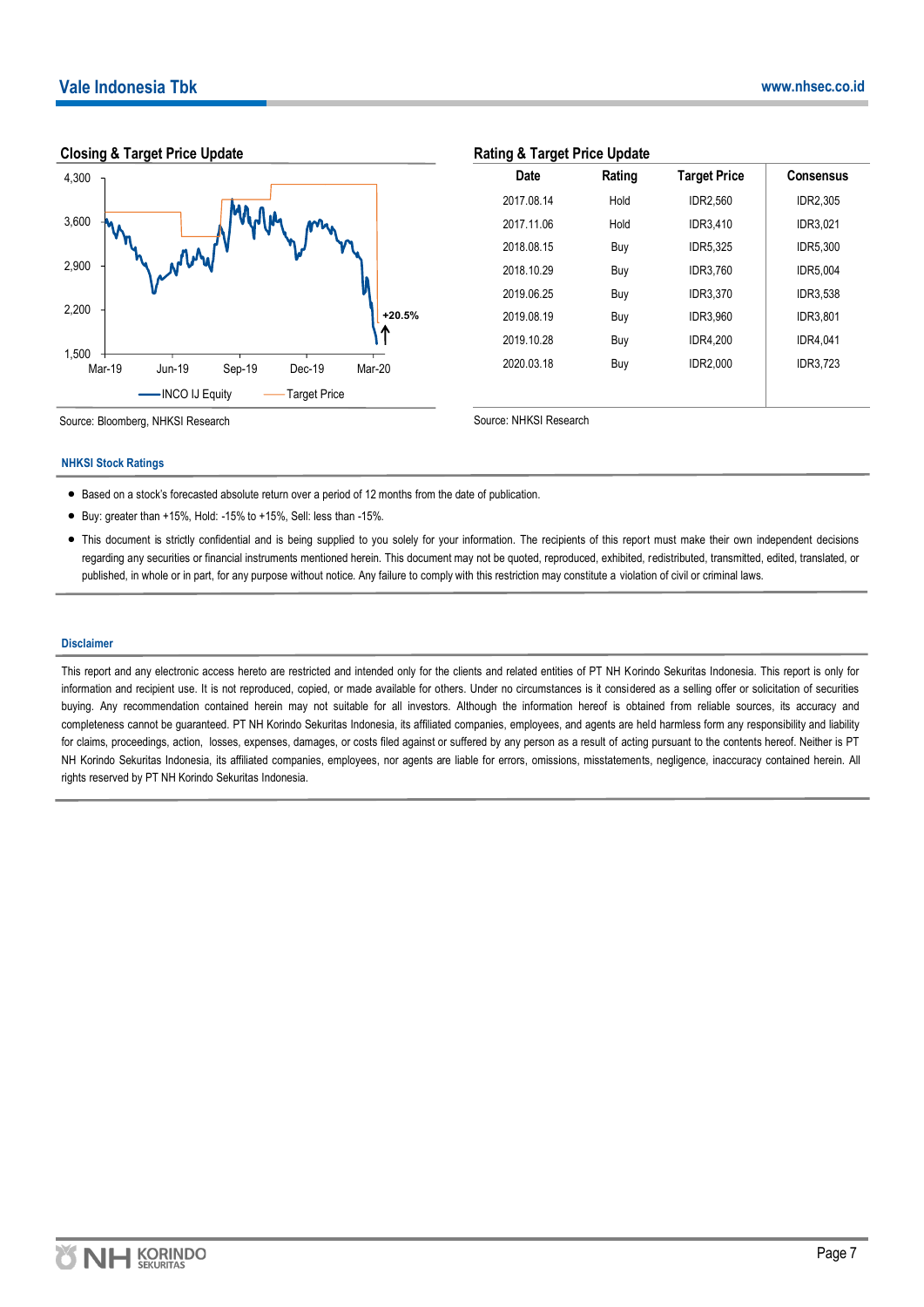## Closing & Target Price Update

4,300
3,600
2,900
2,200
1,500
Mar-19
Jun-19
Sep-19
Dec-19
Mar-20
+20.5%
INCO IJ Equity
Target Price

Source: Bloomberg, NHKSI Research

## Rating & Target Price Update

| Date | Rating | Target Price | Consensus |
|---|---|---|---|
| 2017.08.14 | Hold | IDR2,560 | IDR2,305 |
| 2017.11.06 | Hold | IDR3,410 | IDR3,021 |
| 2018.08.15 | Buy | IDR5,325 | IDR5,300 |
| 2018.10.29 | Buy | IDR3,760 | IDR5,004 |
| 2019.06.25 | Buy | IDR3,370 | IDR3,538 |
| 2019.08.19 | Buy | IDR3,960 | IDR3,801 |
| 2019.10.28 | Buy | IDR4,200 | IDR4,041 |
| 2020.03.18 | Buy | IDR2,000 | IDR3,723 |

Source: NHKSI Research

### NHKSI Stock Ratings

- Based on a stock's forecasted absolute return over a period of 12 months from the date of publication.
- Buy: greater than +15%, Hold: -15% to +15%, Sell: less than -15%.
- This document is strictly confidential and is being supplied to you solely for your information. The recipients of this report must make their own independent decisions regarding any securities or financial instruments mentioned herein. This document may not be quoted, reproduced, exhibited, redistributed, transmitted, edited, translated, or published, in whole or in part, for any purpose without notice. Any failure to comply with this restriction may constitute a violation of civil or criminal laws.

### Disclaimer

This report and any electronic access hereto are restricted and intended only for the clients and related entities of PT NH Korindo Sekuritas Indonesia. This report is only for information and recipient use. It is not reproduced, copied, or made available for others. Under no circumstances is it considered as a selling offer or solicitation of securities buying. Any recommendation contained herein may not suitable for all investors. Although the information hereof is obtained from reliable sources, its accuracy and completeness cannot be guaranteed. PT NH Korindo Sekuritas Indonesia, its affiliated companies, employees, and agents are held harmless form any responsibility and liability for claims, proceedings, action, losses, expenses, damages, or costs filed against or suffered by any person as a result of acting pursuant to the contents hereof. Neither is PT NH Korindo Sekuritas Indonesia, its affiliated companies, employees, nor agents are liable for errors, omissions, misstatements, negligence, inaccuracy contained herein. All rights reserved by PT NH Korindo Sekuritas Indonesia.